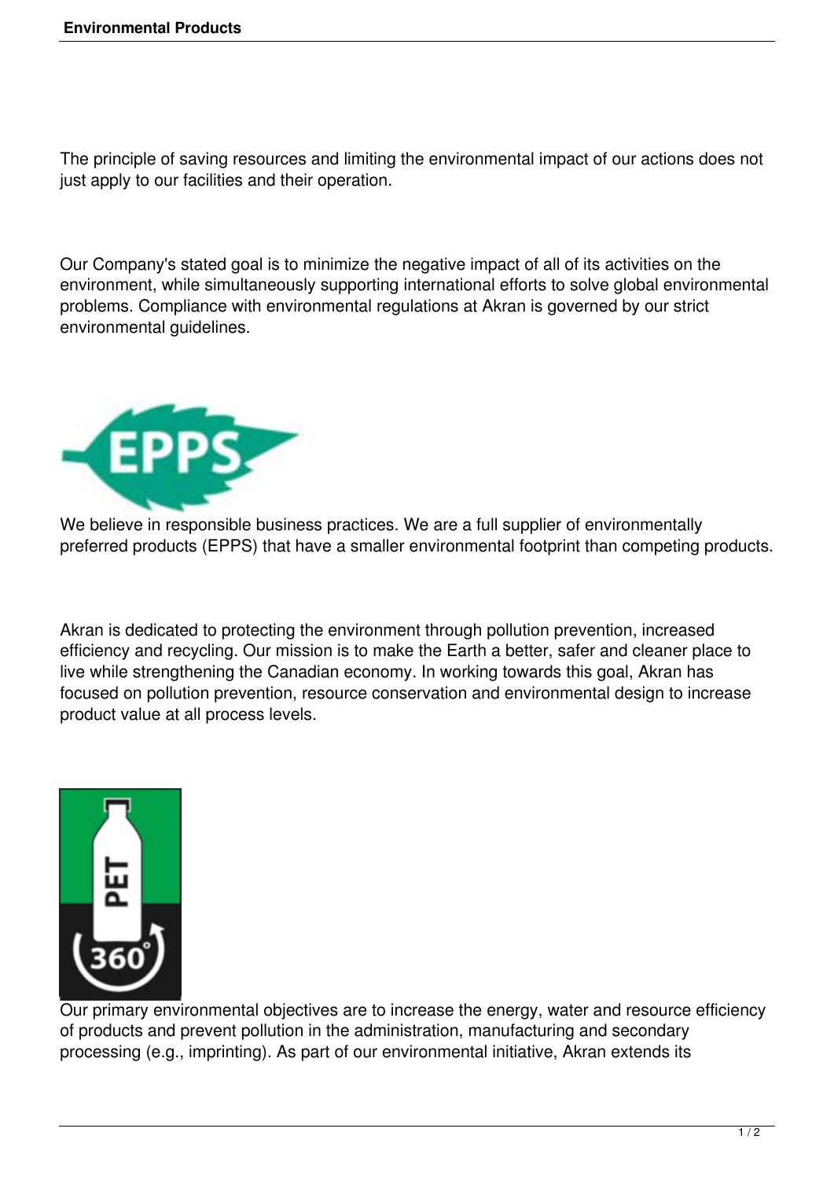# Environmental Products

The principle of saving resources and limiting the environmental impact of our actions does not just apply to our facilities and their operation.

Our Company's stated goal is to minimize the negative impact of all of its activities on the environment, while simultaneously supporting international efforts to solve global environmental problems. Compliance with environmental regulations at Akran is governed by our strict environmental guidelines.

We believe in responsible business practices. We are a full supplier of environmentally preferred products (EPPS) that have a smaller environmental footprint than competing products.

Akran is dedicated to protecting the environment through pollution prevention, increased efficiency and recycling. Our mission is to make the Earth a better, safer and cleaner place to live while strengthening the Canadian economy. In working towards this goal, Akran has focused on pollution prevention, resource conservation and environmental design to increase product value at all process levels.

Our primary environmental objectives are to increase the energy, water and resource efficiency of products and prevent pollution in the administration, manufacturing and secondary processing (e.g., imprinting). As part of our environmental initiative, Akran extends its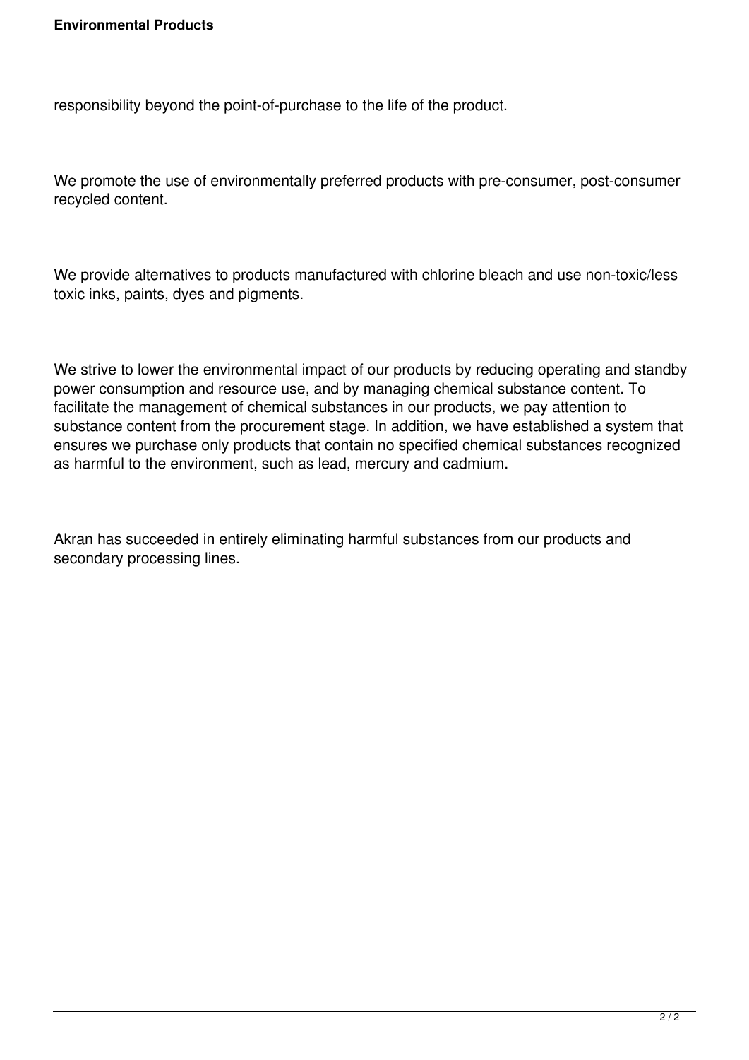responsibility beyond the point-of-purchase to the life of the product.

We promote the use of environmentally preferred products with pre-consumer, post-consumer recycled content.

We provide alternatives to products manufactured with chlorine bleach and use non-toxic/less toxic inks, paints, dyes and pigments.

We strive to lower the environmental impact of our products by reducing operating and standby power consumption and resource use, and by managing chemical substance content. To facilitate the management of chemical substances in our products, we pay attention to substance content from the procurement stage. In addition, we have established a system that ensures we purchase only products that contain no specified chemical substances recognized as harmful to the environment, such as lead, mercury and cadmium.

Akran has succeeded in entirely eliminating harmful substances from our products and secondary processing lines.